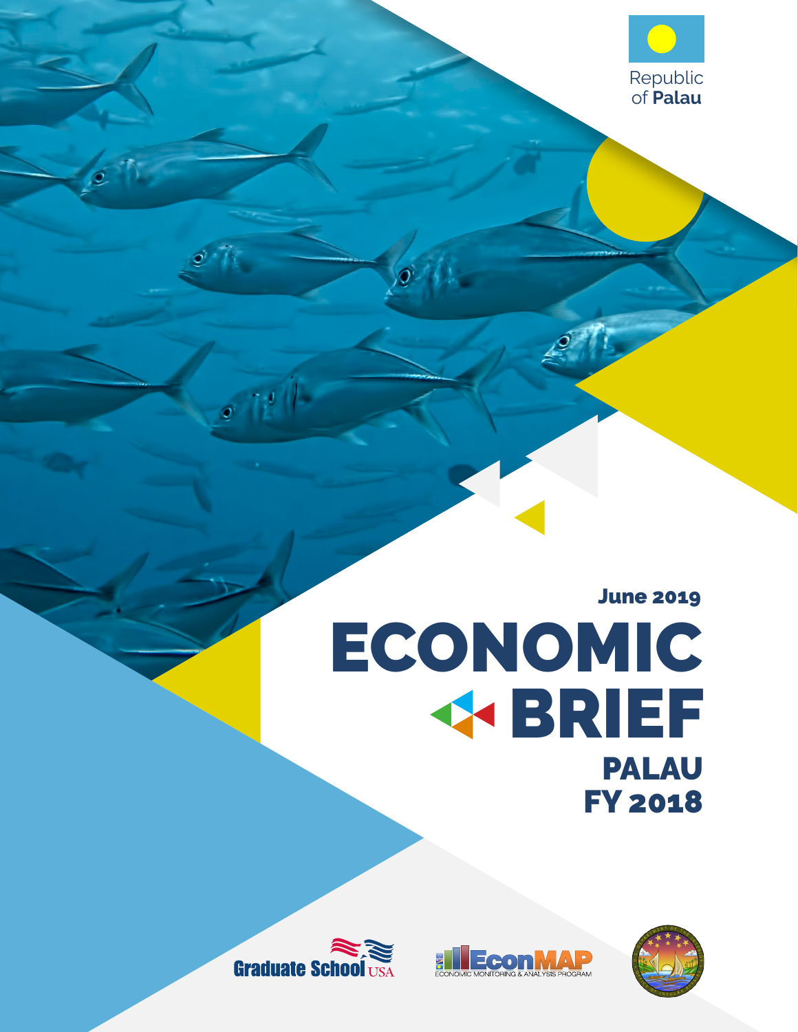Republic of **Palau**

June 2019

# ECONOMIC BRIEF

## PALAU FY 2018

Graduate School USA

EconMAP ECONOMIC MONITORING & ANALYSIS PROGRAM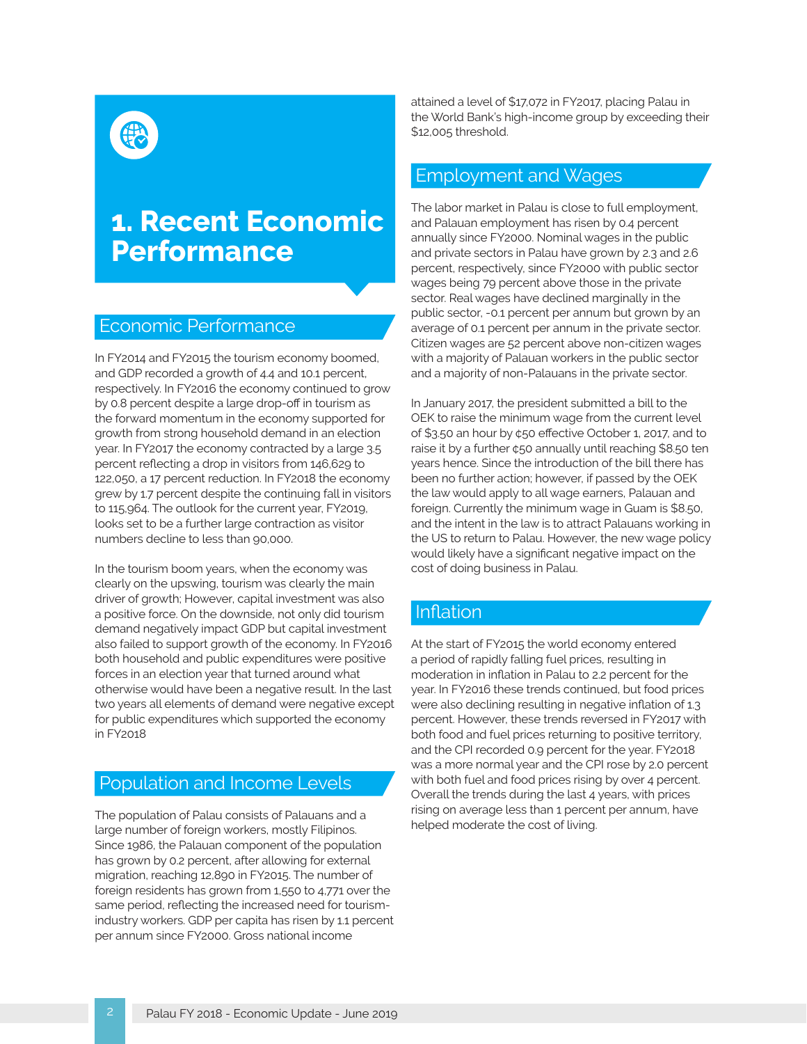# 1. Recent Economic Performance

## Economic Performance

In FY2014 and FY2015 the tourism economy boomed, and GDP recorded a growth of 4.4 and 10.1 percent, respectively. In FY2016 the economy continued to grow by 0.8 percent despite a large drop-off in tourism as the forward momentum in the economy supported for growth from strong household demand in an election year. In FY2017 the economy contracted by a large 3.5 percent reflecting a drop in visitors from 146,629 to 122,050, a 17 percent reduction. In FY2018 the economy grew by 1.7 percent despite the continuing fall in visitors to 115,964. The outlook for the current year, FY2019, looks set to be a further large contraction as visitor numbers decline to less than 90,000.

In the tourism boom years, when the economy was clearly on the upswing, tourism was clearly the main driver of growth; However, capital investment was also a positive force. On the downside, not only did tourism demand negatively impact GDP but capital investment also failed to support growth of the economy. In FY2016 both household and public expenditures were positive forces in an election year that turned around what otherwise would have been a negative result. In the last two years all elements of demand were negative except for public expenditures which supported the economy in FY2018

## Population and Income Levels

The population of Palau consists of Palauans and a large number of foreign workers, mostly Filipinos. Since 1986, the Palauan component of the population has grown by 0.2 percent, after allowing for external migration, reaching 12,890 in FY2015. The number of foreign residents has grown from 1,550 to 4,771 over the same period, reflecting the increased need for tourism-industry workers. GDP per capita has risen by 1.1 percent per annum since FY2000. Gross national income attained a level of $17,072 in FY2017, placing Palau in the World Bank's high-income group by exceeding their $12,005 threshold.

## Employment and Wages

The labor market in Palau is close to full employment, and Palauan employment has risen by 0.4 percent annually since FY2000. Nominal wages in the public and private sectors in Palau have grown by 2.3 and 2.6 percent, respectively, since FY2000 with public sector wages being 79 percent above those in the private sector. Real wages have declined marginally in the public sector, -0.1 percent per annum but grown by an average of 0.1 percent per annum in the private sector. Citizen wages are 52 percent above non-citizen wages with a majority of Palauan workers in the public sector and a majority of non-Palauans in the private sector.

In January 2017, the president submitted a bill to the OEK to raise the minimum wage from the current level of $3.50 an hour by ¢50 effective October 1, 2017, and to raise it by a further ¢50 annually until reaching $8.50 ten years hence. Since the introduction of the bill there has been no further action; however, if passed by the OEK the law would apply to all wage earners, Palauan and foreign. Currently the minimum wage in Guam is $8.50, and the intent in the law is to attract Palauans working in the US to return to Palau. However, the new wage policy would likely have a significant negative impact on the cost of doing business in Palau.

## Inflation

At the start of FY2015 the world economy entered a period of rapidly falling fuel prices, resulting in moderation in inflation in Palau to 2.2 percent for the year. In FY2016 these trends continued, but food prices were also declining resulting in negative inflation of 1.3 percent. However, these trends reversed in FY2017 with both food and fuel prices returning to positive territory, and the CPI recorded 0.9 percent for the year. FY2018 was a more normal year and the CPI rose by 2.0 percent with both fuel and food prices rising by over 4 percent. Overall the trends during the last 4 years, with prices rising on average less than 1 percent per annum, have helped moderate the cost of living.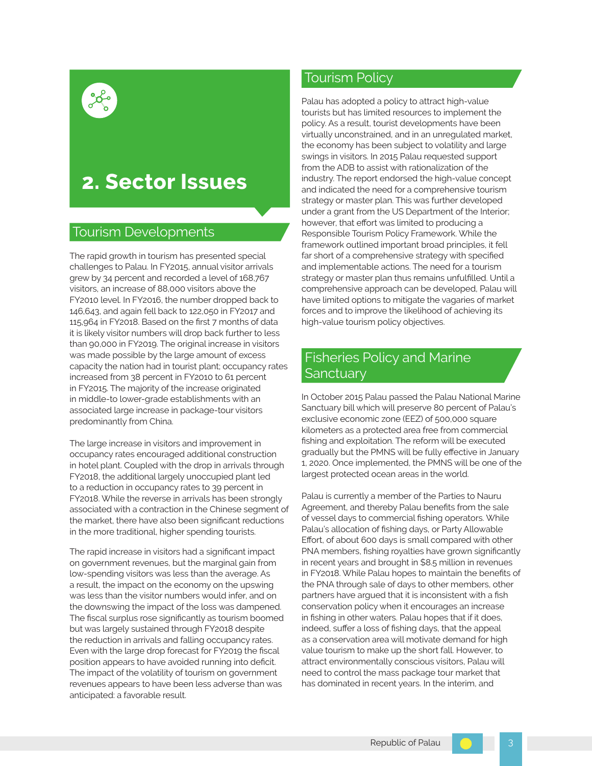## 2. Sector Issues

### Tourism Developments

The rapid growth in tourism has presented special challenges to Palau. In FY2015, annual visitor arrivals grew by 34 percent and recorded a level of 168,767 visitors, an increase of 88,000 visitors above the FY2010 level. In FY2016, the number dropped back to 146,643, and again fell back to 122,050 in FY2017 and 115,964 in FY2018. Based on the first 7 months of data it is likely visitor numbers will drop back further to less than 90,000 in FY2019. The original increase in visitors was made possible by the large amount of excess capacity the nation had in tourist plant; occupancy rates increased from 38 percent in FY2010 to 61 percent in FY2015. The majority of the increase originated in middle-to lower-grade establishments with an associated large increase in package-tour visitors predominantly from China.

The large increase in visitors and improvement in occupancy rates encouraged additional construction in hotel plant. Coupled with the drop in arrivals through FY2018, the additional largely unoccupied plant led to a reduction in occupancy rates to 39 percent in FY2018. While the reverse in arrivals has been strongly associated with a contraction in the Chinese segment of the market, there have also been significant reductions in the more traditional, higher spending tourists.

The rapid increase in visitors had a significant impact on government revenues, but the marginal gain from low-spending visitors was less than the average. As a result, the impact on the economy on the upswing was less than the visitor numbers would infer, and on the downswing the impact of the loss was dampened. The fiscal surplus rose significantly as tourism boomed but was largely sustained through FY2018 despite the reduction in arrivals and falling occupancy rates. Even with the large drop forecast for FY2019 the fiscal position appears to have avoided running into deficit. The impact of the volatility of tourism on government revenues appears to have been less adverse than was anticipated: a favorable result.

### Tourism Policy

Palau has adopted a policy to attract high-value tourists but has limited resources to implement the policy. As a result, tourist developments have been virtually unconstrained, and in an unregulated market, the economy has been subject to volatility and large swings in visitors. In 2015 Palau requested support from the ADB to assist with rationalization of the industry. The report endorsed the high-value concept and indicated the need for a comprehensive tourism strategy or master plan. This was further developed under a grant from the US Department of the Interior; however, that effort was limited to producing a Responsible Tourism Policy Framework. While the framework outlined important broad principles, it fell far short of a comprehensive strategy with specified and implementable actions. The need for a tourism strategy or master plan thus remains unfulfilled. Until a comprehensive approach can be developed, Palau will have limited options to mitigate the vagaries of market forces and to improve the likelihood of achieving its high-value tourism policy objectives.

### Fisheries Policy and Marine Sanctuary

In October 2015 Palau passed the Palau National Marine Sanctuary bill which will preserve 80 percent of Palau's exclusive economic zone (EEZ) of 500,000 square kilometers as a protected area free from commercial fishing and exploitation. The reform will be executed gradually but the PMNS will be fully effective in January 1, 2020. Once implemented, the PMNS will be one of the largest protected ocean areas in the world.

Palau is currently a member of the Parties to Nauru Agreement, and thereby Palau benefits from the sale of vessel days to commercial fishing operators. While Palau's allocation of fishing days, or Party Allowable Effort, of about 600 days is small compared with other PNA members, fishing royalties have grown significantly in recent years and brought in $8.5 million in revenues in FY2018. While Palau hopes to maintain the benefits of the PNA through sale of days to other members, other partners have argued that it is inconsistent with a fish conservation policy when it encourages an increase in fishing in other waters. Palau hopes that if it does, indeed, suffer a loss of fishing days, that the appeal as a conservation area will motivate demand for high value tourism to make up the short fall. However, to attract environmentally conscious visitors, Palau will need to control the mass package tour market that has dominated in recent years. In the interim, and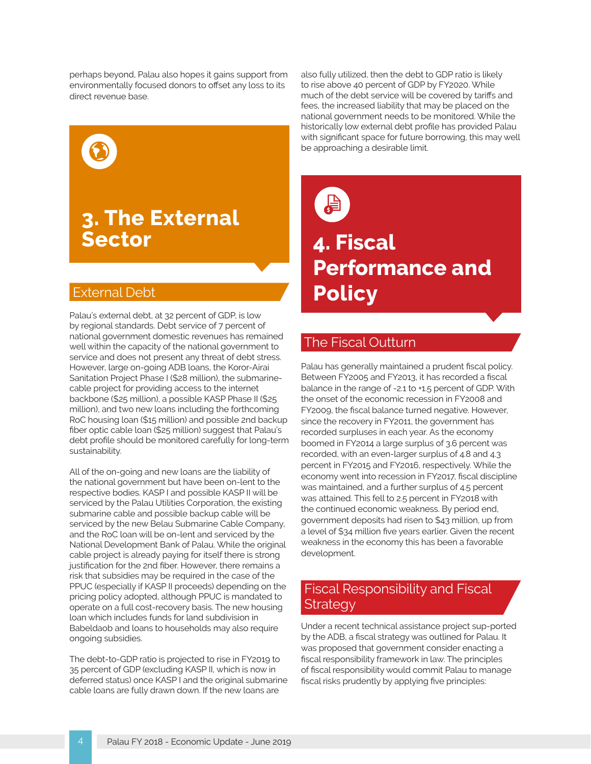perhaps beyond, Palau also hopes it gains support from environmentally focused donors to offset any loss to its direct revenue base.

# 3. The External Sector

## External Debt

Palau's external debt, at 32 percent of GDP, is low by regional standards. Debt service of 7 percent of national government domestic revenues has remained well within the capacity of the national government to service and does not present any threat of debt stress. However, large on-going ADB loans, the Koror-Airai Sanitation Project Phase I ($28 million), the submarine-cable project for providing access to the internet backbone ($25 million), a possible KASP Phase II ($25 million), and two new loans including the forthcoming RoC housing loan ($15 million) and possible 2nd backup fiber optic cable loan ($25 million) suggest that Palau's debt profile should be monitored carefully for long-term sustainability.

All of the on-going and new loans are the liability of the national government but have been on-lent to the respective bodies. KASP I and possible KASP II will be serviced by the Palau Utilities Corporation, the existing submarine cable and possible backup cable will be serviced by the new Belau Submarine Cable Company, and the RoC loan will be on-lent and serviced by the National Development Bank of Palau. While the original cable project is already paying for itself there is strong justification for the 2nd fiber. However, there remains a risk that subsidies may be required in the case of the PPUC (especially if KASP II proceeds) depending on the pricing policy adopted, although PPUC is mandated to operate on a full cost-recovery basis. The new housing loan which includes funds for land subdivision in Babeldaob and loans to households may also require ongoing subsidies.

The debt-to-GDP ratio is projected to rise in FY2019 to 35 percent of GDP (excluding KASP II, which is now in deferred status) once KASP I and the original submarine cable loans are fully drawn down. If the new loans are also fully utilized, then the debt to GDP ratio is likely to rise above 40 percent of GDP by FY2020. While much of the debt service will be covered by tariffs and fees, the increased liability that may be placed on the national government needs to be monitored. While the historically low external debt profile has provided Palau with significant space for future borrowing, this may well be approaching a desirable limit.

# 4. Fiscal Performance and Policy

## The Fiscal Outturn

Palau has generally maintained a prudent fiscal policy. Between FY2005 and FY2013, it has recorded a fiscal balance in the range of -2.1 to +1.5 percent of GDP. With the onset of the economic recession in FY2008 and FY2009, the fiscal balance turned negative. However, since the recovery in FY2011, the government has recorded surpluses in each year. As the economy boomed in FY2014 a large surplus of 3.6 percent was recorded, with an even-larger surplus of 4.8 and 4.3 percent in FY2015 and FY2016, respectively. While the economy went into recession in FY2017, fiscal discipline was maintained, and a further surplus of 4.5 percent was attained. This fell to 2.5 percent in FY2018 with the continued economic weakness. By period end, government deposits had risen to $43 million, up from a level of $34 million five years earlier. Given the recent weakness in the economy this has been a favorable development.

## Fiscal Responsibility and Fiscal Strategy

Under a recent technical assistance project sup-ported by the ADB, a fiscal strategy was outlined for Palau. It was proposed that government consider enacting a fiscal responsibility framework in law. The principles of fiscal responsibility would commit Palau to manage fiscal risks prudently by applying five principles: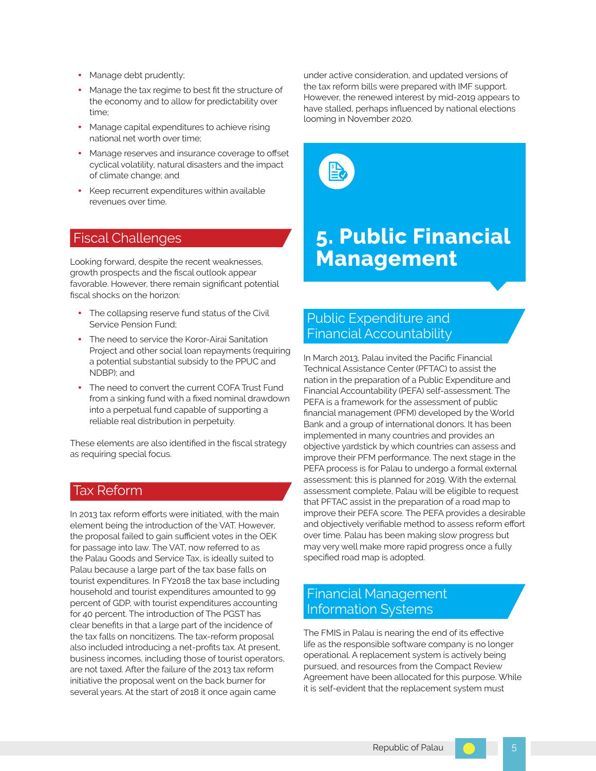- Manage debt prudently;
- Manage the tax regime to best fit the structure of the economy and to allow for predictability over time;
- Manage capital expenditures to achieve rising national net worth over time;
- Manage reserves and insurance coverage to offset cyclical volatility, natural disasters and the impact of climate change; and
- Keep recurrent expenditures within available revenues over time.

## Fiscal Challenges

Looking forward, despite the recent weaknesses, growth prospects and the fiscal outlook appear favorable. However, there remain significant potential fiscal shocks on the horizon:

- The collapsing reserve fund status of the Civil Service Pension Fund;
- The need to service the Koror-Airai Sanitation Project and other social loan repayments (requiring a potential substantial subsidy to the PPUC and NDBP); and
- The need to convert the current COFA Trust Fund from a sinking fund with a fixed nominal drawdown into a perpetual fund capable of supporting a reliable real distribution in perpetuity.

These elements are also identified in the fiscal strategy as requiring special focus.

## Tax Reform

In 2013 tax reform efforts were initiated, with the main element being the introduction of the VAT. However, the proposal failed to gain sufficient votes in the OEK for passage into law. The VAT, now referred to as the Palau Goods and Service Tax, is ideally suited to Palau because a large part of the tax base falls on tourist expenditures. In FY2018 the tax base including household and tourist expenditures amounted to 99 percent of GDP, with tourist expenditures accounting for 40 percent. The introduction of The PGST has clear benefits in that a large part of the incidence of the tax falls on noncitizens. The tax-reform proposal also included introducing a net-profits tax. At present, business incomes, including those of tourist operators, are not taxed. After the failure of the 2013 tax reform initiative the proposal went on the back burner for several years. At the start of 2018 it once again came under active consideration, and updated versions of the tax reform bills were prepared with IMF support. However, the renewed interest by mid-2019 appears to have stalled, perhaps influenced by national elections looming in November 2020.

# 5. Public Financial Management

## Public Expenditure and Financial Accountability

In March 2013, Palau invited the Pacific Financial Technical Assistance Center (PFTAC) to assist the nation in the preparation of a Public Expenditure and Financial Accountability (PEFA) self-assessment. The PEFA is a framework for the assessment of public financial management (PFM) developed by the World Bank and a group of international donors. It has been implemented in many countries and provides an objective yardstick by which countries can assess and improve their PFM performance. The next stage in the PEFA process is for Palau to undergo a formal external assessment: this is planned for 2019. With the external assessment complete, Palau will be eligible to request that PFTAC assist in the preparation of a road map to improve their PEFA score. The PEFA provides a desirable and objectively verifiable method to assess reform effort over time. Palau has been making slow progress but may very well make more rapid progress once a fully specified road map is adopted.

## Financial Management Information Systems

The FMIS in Palau is nearing the end of its effective life as the responsible software company is no longer operational. A replacement system is actively being pursued, and resources from the Compact Review Agreement have been allocated for this purpose. While it is self-evident that the replacement system must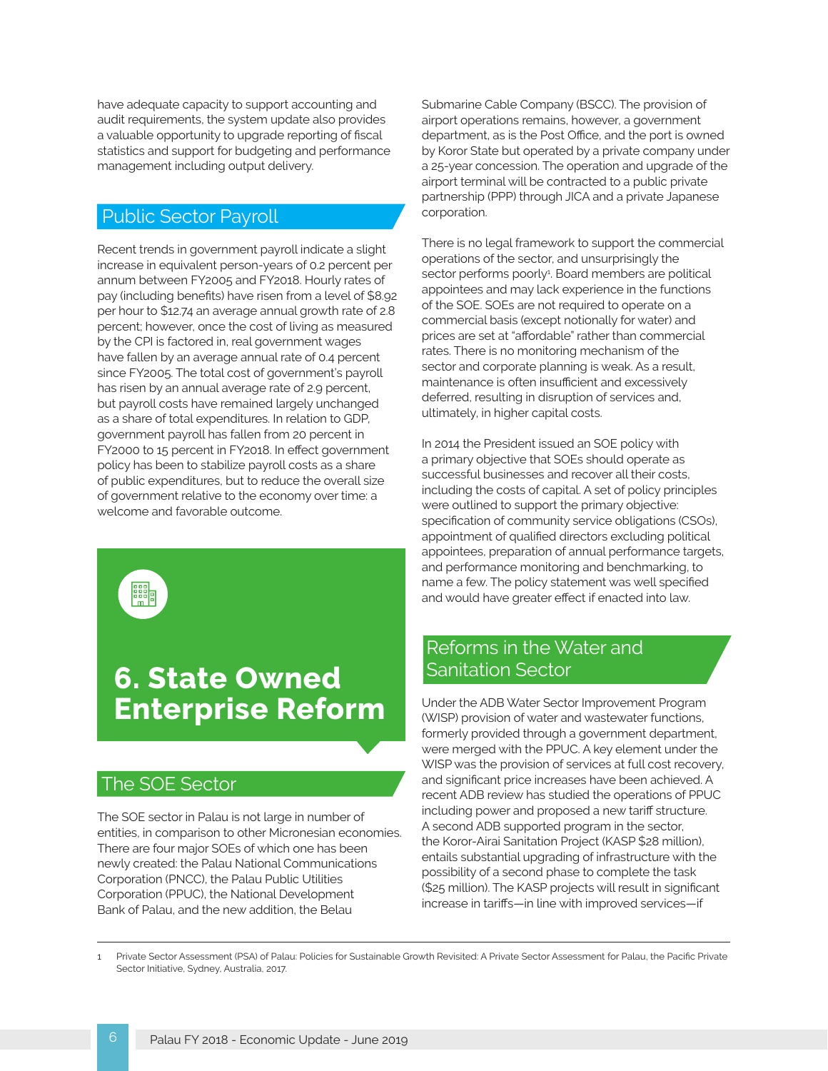have adequate capacity to support accounting and audit requirements, the system update also provides a valuable opportunity to upgrade reporting of fiscal statistics and support for budgeting and performance management including output delivery.

## Public Sector Payroll

Recent trends in government payroll indicate a slight increase in equivalent person-years of 0.2 percent per annum between FY2005 and FY2018. Hourly rates of pay (including benefits) have risen from a level of $8.92 per hour to $12.74 an average annual growth rate of 2.8 percent; however, once the cost of living as measured by the CPI is factored in, real government wages have fallen by an average annual rate of 0.4 percent since FY2005. The total cost of government's payroll has risen by an annual average rate of 2.9 percent, but payroll costs have remained largely unchanged as a share of total expenditures. In relation to GDP, government payroll has fallen from 20 percent in FY2000 to 15 percent in FY2018. In effect government policy has been to stabilize payroll costs as a share of public expenditures, but to reduce the overall size of government relative to the economy over time: a welcome and favorable outcome.

# 6. State Owned Enterprise Reform

## The SOE Sector

The SOE sector in Palau is not large in number of entities, in comparison to other Micronesian economies. There are four major SOEs of which one has been newly created: the Palau National Communications Corporation (PNCC), the Palau Public Utilities Corporation (PPUC), the National Development Bank of Palau, and the new addition, the Belau Submarine Cable Company (BSCC). The provision of airport operations remains, however, a government department, as is the Post Office, and the port is owned by Koror State but operated by a private company under a 25-year concession. The operation and upgrade of the airport terminal will be contracted to a public private partnership (PPP) through JICA and a private Japanese corporation.

There is no legal framework to support the commercial operations of the sector, and unsurprisingly the sector performs poorly[1]. Board members are political appointees and may lack experience in the functions of the SOE. SOEs are not required to operate on a commercial basis (except notionally for water) and prices are set at "affordable" rather than commercial rates. There is no monitoring mechanism of the sector and corporate planning is weak. As a result, maintenance is often insufficient and excessively deferred, resulting in disruption of services and, ultimately, in higher capital costs.

In 2014 the President issued an SOE policy with a primary objective that SOEs should operate as successful businesses and recover all their costs, including the costs of capital. A set of policy principles were outlined to support the primary objective: specification of community service obligations (CSOs), appointment of qualified directors excluding political appointees, preparation of annual performance targets, and performance monitoring and benchmarking, to name a few. The policy statement was well specified and would have greater effect if enacted into law.

## Reforms in the Water and Sanitation Sector

Under the ADB Water Sector Improvement Program (WISP) provision of water and wastewater functions, formerly provided through a government department, were merged with the PPUC. A key element under the WISP was the provision of services at full cost recovery, and significant price increases have been achieved. A recent ADB review has studied the operations of PPUC including power and proposed a new tariff structure. A second ADB supported program in the sector, the Koror-Airai Sanitation Project (KASP $28 million), entails substantial upgrading of infrastructure with the possibility of a second phase to complete the task ($25 million). The KASP projects will result in significant increase in tariffs—in line with improved services—if

---

[1] Private Sector Assessment (PSA) of Palau: Policies for Sustainable Growth Revisited: A Private Sector Assessment for Palau, the Pacific Private Sector Initiative, Sydney, Australia, 2017.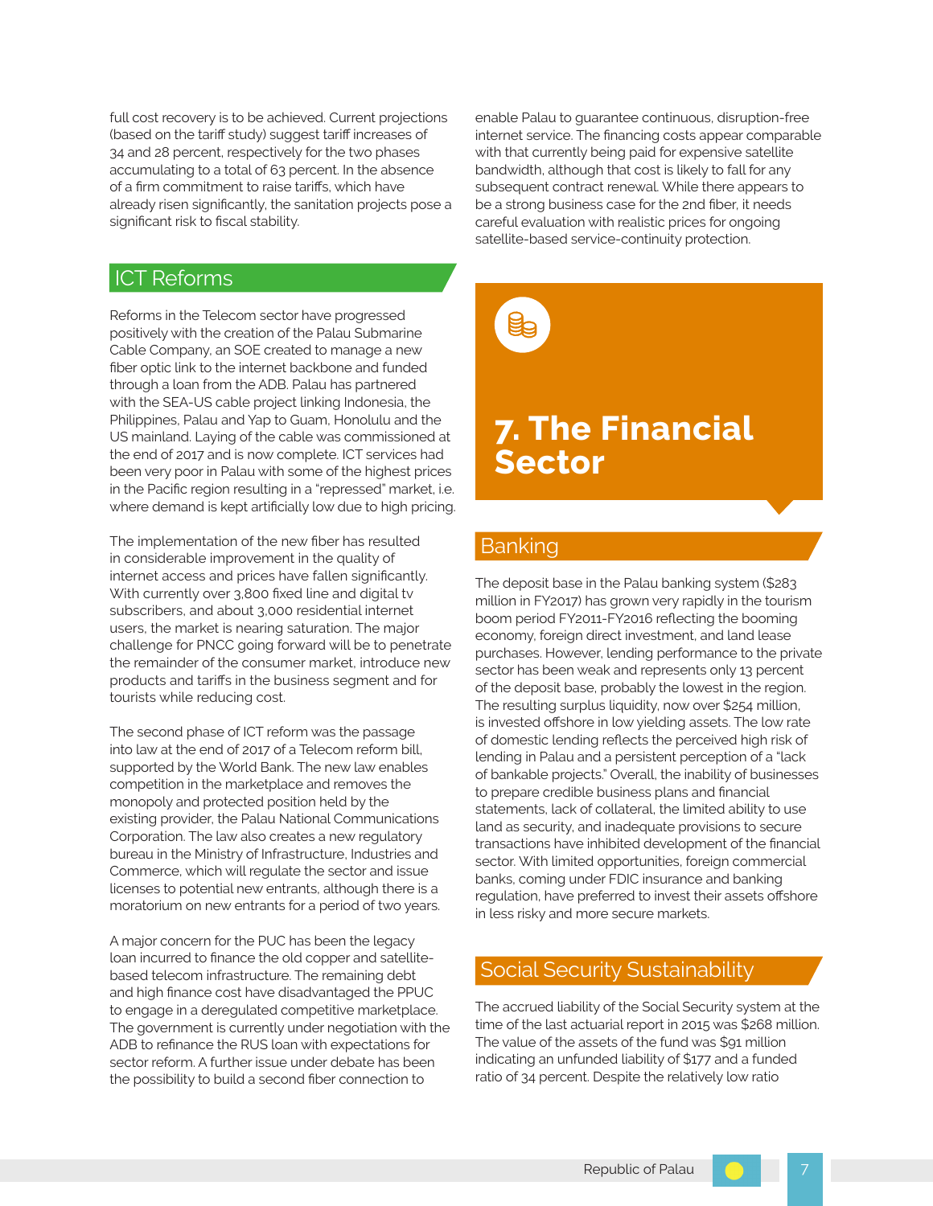full cost recovery is to be achieved. Current projections (based on the tariff study) suggest tariff increases of 34 and 28 percent, respectively for the two phases accumulating to a total of 63 percent. In the absence of a firm commitment to raise tariffs, which have already risen significantly, the sanitation projects pose a significant risk to fiscal stability.

## ICT Reforms

Reforms in the Telecom sector have progressed positively with the creation of the Palau Submarine Cable Company, an SOE created to manage a new fiber optic link to the internet backbone and funded through a loan from the ADB. Palau has partnered with the SEA-US cable project linking Indonesia, the Philippines, Palau and Yap to Guam, Honolulu and the US mainland. Laying of the cable was commissioned at the end of 2017 and is now complete. ICT services had been very poor in Palau with some of the highest prices in the Pacific region resulting in a "repressed" market, i.e. where demand is kept artificially low due to high pricing.

The implementation of the new fiber has resulted in considerable improvement in the quality of internet access and prices have fallen significantly. With currently over 3,800 fixed line and digital tv subscribers, and about 3,000 residential internet users, the market is nearing saturation. The major challenge for PNCC going forward will be to penetrate the remainder of the consumer market, introduce new products and tariffs in the business segment and for tourists while reducing cost.

The second phase of ICT reform was the passage into law at the end of 2017 of a Telecom reform bill, supported by the World Bank. The new law enables competition in the marketplace and removes the monopoly and protected position held by the existing provider, the Palau National Communications Corporation. The law also creates a new regulatory bureau in the Ministry of Infrastructure, Industries and Commerce, which will regulate the sector and issue licenses to potential new entrants, although there is a moratorium on new entrants for a period of two years.

A major concern for the PUC has been the legacy loan incurred to finance the old copper and satellite-based telecom infrastructure. The remaining debt and high finance cost have disadvantaged the PPUC to engage in a deregulated competitive marketplace. The government is currently under negotiation with the ADB to refinance the RUS loan with expectations for sector reform. A further issue under debate has been the possibility to build a second fiber connection to enable Palau to guarantee continuous, disruption-free internet service. The financing costs appear comparable with that currently being paid for expensive satellite bandwidth, although that cost is likely to fall for any subsequent contract renewal. While there appears to be a strong business case for the 2nd fiber, it needs careful evaluation with realistic prices for ongoing satellite-based service-continuity protection.

# 7. The Financial Sector

## Banking

The deposit base in the Palau banking system ($283 million in FY2017) has grown very rapidly in the tourism boom period FY2011-FY2016 reflecting the booming economy, foreign direct investment, and land lease purchases. However, lending performance to the private sector has been weak and represents only 13 percent of the deposit base, probably the lowest in the region. The resulting surplus liquidity, now over $254 million, is invested offshore in low yielding assets. The low rate of domestic lending reflects the perceived high risk of lending in Palau and a persistent perception of a "lack of bankable projects." Overall, the inability of businesses to prepare credible business plans and financial statements, lack of collateral, the limited ability to use land as security, and inadequate provisions to secure transactions have inhibited development of the financial sector. With limited opportunities, foreign commercial banks, coming under FDIC insurance and banking regulation, have preferred to invest their assets offshore in less risky and more secure markets.

## Social Security Sustainability

The accrued liability of the Social Security system at the time of the last actuarial report in 2015 was $268 million. The value of the assets of the fund was $91 million indicating an unfunded liability of $177 and a funded ratio of 34 percent. Despite the relatively low ratio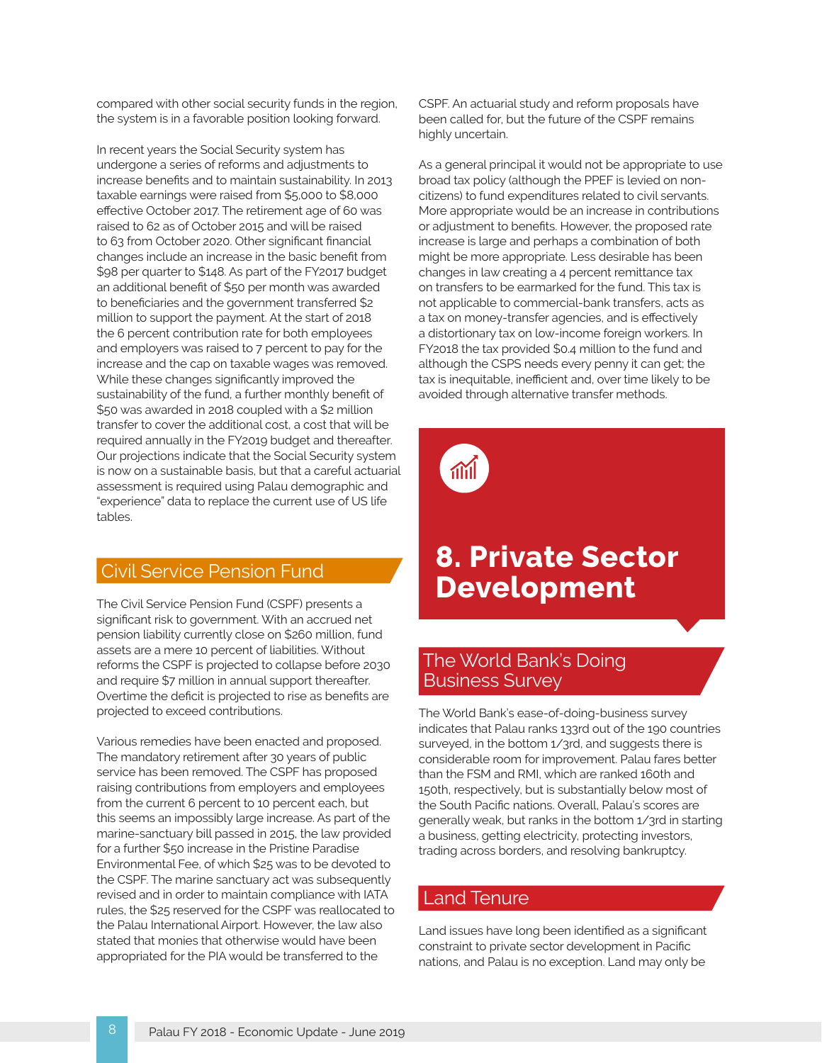compared with other social security funds in the region, the system is in a favorable position looking forward.

In recent years the Social Security system has undergone a series of reforms and adjustments to increase benefits and to maintain sustainability. In 2013 taxable earnings were raised from $5,000 to $8,000 effective October 2017. The retirement age of 60 was raised to 62 as of October 2015 and will be raised to 63 from October 2020. Other significant financial changes include an increase in the basic benefit from $98 per quarter to $148. As part of the FY2017 budget an additional benefit of $50 per month was awarded to beneficiaries and the government transferred $2 million to support the payment. At the start of 2018 the 6 percent contribution rate for both employees and employers was raised to 7 percent to pay for the increase and the cap on taxable wages was removed. While these changes significantly improved the sustainability of the fund, a further monthly benefit of $50 was awarded in 2018 coupled with a $2 million transfer to cover the additional cost, a cost that will be required annually in the FY2019 budget and thereafter. Our projections indicate that the Social Security system is now on a sustainable basis, but that a careful actuarial assessment is required using Palau demographic and "experience" data to replace the current use of US life tables.

## Civil Service Pension Fund

The Civil Service Pension Fund (CSPF) presents a significant risk to government. With an accrued net pension liability currently close on $260 million, fund assets are a mere 10 percent of liabilities. Without reforms the CSPF is projected to collapse before 2030 and require $7 million in annual support thereafter. Overtime the deficit is projected to rise as benefits are projected to exceed contributions.

Various remedies have been enacted and proposed. The mandatory retirement after 30 years of public service has been removed. The CSPF has proposed raising contributions from employers and employees from the current 6 percent to 10 percent each, but this seems an impossibly large increase. As part of the marine-sanctuary bill passed in 2015, the law provided for a further $50 increase in the Pristine Paradise Environmental Fee, of which $25 was to be devoted to the CSPF. The marine sanctuary act was subsequently revised and in order to maintain compliance with IATA rules, the $25 reserved for the CSPF was reallocated to the Palau International Airport. However, the law also stated that monies that otherwise would have been appropriated for the PIA would be transferred to the CSPF. An actuarial study and reform proposals have been called for, but the future of the CSPF remains highly uncertain.

As a general principal it would not be appropriate to use broad tax policy (although the PPEF is levied on non-citizens) to fund expenditures related to civil servants. More appropriate would be an increase in contributions or adjustment to benefits. However, the proposed rate increase is large and perhaps a combination of both might be more appropriate. Less desirable has been changes in law creating a 4 percent remittance tax on transfers to be earmarked for the fund. This tax is not applicable to commercial-bank transfers, acts as a tax on money-transfer agencies, and is effectively a distortionary tax on low-income foreign workers. In FY2018 the tax provided $0.4 million to the fund and although the CSPS needs every penny it can get; the tax is inequitable, inefficient and, over time likely to be avoided through alternative transfer methods.

# 8. Private Sector Development

## The World Bank's Doing Business Survey

The World Bank's ease-of-doing-business survey indicates that Palau ranks 133rd out of the 190 countries surveyed, in the bottom 1/3rd, and suggests there is considerable room for improvement. Palau fares better than the FSM and RMI, which are ranked 160th and 150th, respectively, but is substantially below most of the South Pacific nations. Overall, Palau's scores are generally weak, but ranks in the bottom 1/3rd in starting a business, getting electricity, protecting investors, trading across borders, and resolving bankruptcy.

## Land Tenure

Land issues have long been identified as a significant constraint to private sector development in Pacific nations, and Palau is no exception. Land may only be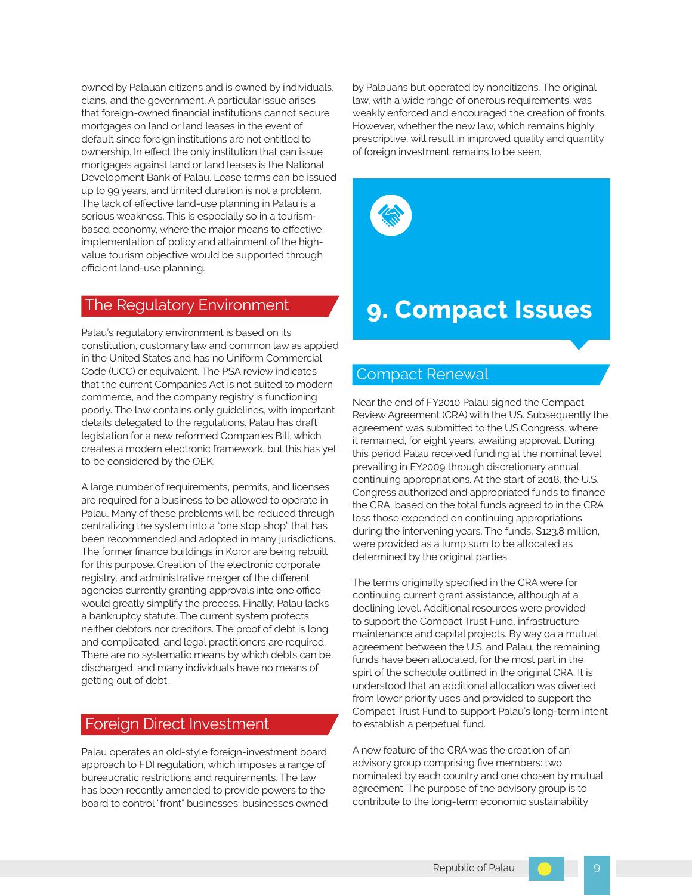owned by Palauan citizens and is owned by individuals, clans, and the government. A particular issue arises that foreign-owned financial institutions cannot secure mortgages on land or land leases in the event of default since foreign institutions are not entitled to ownership. In effect the only institution that can issue mortgages against land or land leases is the National Development Bank of Palau. Lease terms can be issued up to 99 years, and limited duration is not a problem. The lack of effective land-use planning in Palau is a serious weakness. This is especially so in a tourism-based economy, where the major means to effective implementation of policy and attainment of the high-value tourism objective would be supported through efficient land-use planning.

## The Regulatory Environment

Palau's regulatory environment is based on its constitution, customary law and common law as applied in the United States and has no Uniform Commercial Code (UCC) or equivalent. The PSA review indicates that the current Companies Act is not suited to modern commerce, and the company registry is functioning poorly. The law contains only guidelines, with important details delegated to the regulations. Palau has draft legislation for a new reformed Companies Bill, which creates a modern electronic framework, but this has yet to be considered by the OEK.

A large number of requirements, permits, and licenses are required for a business to be allowed to operate in Palau. Many of these problems will be reduced through centralizing the system into a "one stop shop" that has been recommended and adopted in many jurisdictions. The former finance buildings in Koror are being rebuilt for this purpose. Creation of the electronic corporate registry, and administrative merger of the different agencies currently granting approvals into one office would greatly simplify the process. Finally, Palau lacks a bankruptcy statute. The current system protects neither debtors nor creditors. The proof of debt is long and complicated, and legal practitioners are required. There are no systematic means by which debts can be discharged, and many individuals have no means of getting out of debt.

## Foreign Direct Investment

Palau operates an old-style foreign-investment board approach to FDI regulation, which imposes a range of bureaucratic restrictions and requirements. The law has been recently amended to provide powers to the board to control "front" businesses: businesses owned by Palauans but operated by noncitizens. The original law, with a wide range of onerous requirements, was weakly enforced and encouraged the creation of fronts. However, whether the new law, which remains highly prescriptive, will result in improved quality and quantity of foreign investment remains to be seen.

# 9. Compact Issues

## Compact Renewal

Near the end of FY2010 Palau signed the Compact Review Agreement (CRA) with the US. Subsequently the agreement was submitted to the US Congress, where it remained, for eight years, awaiting approval. During this period Palau received funding at the nominal level prevailing in FY2009 through discretionary annual continuing appropriations. At the start of 2018, the U.S. Congress authorized and appropriated funds to finance the CRA, based on the total funds agreed to in the CRA less those expended on continuing appropriations during the intervening years. The funds, $123.8 million, were provided as a lump sum to be allocated as determined by the original parties.

The terms originally specified in the CRA were for continuing current grant assistance, although at a declining level. Additional resources were provided to support the Compact Trust Fund, infrastructure maintenance and capital projects. By way oa a mutual agreement between the U.S. and Palau, the remaining funds have been allocated, for the most part in the spirt of the schedule outlined in the original CRA. It is understood that an additional allocation was diverted from lower priority uses and provided to support the Compact Trust Fund to support Palau's long-term intent to establish a perpetual fund.

A new feature of the CRA was the creation of an advisory group comprising five members: two nominated by each country and one chosen by mutual agreement. The purpose of the advisory group is to contribute to the long-term economic sustainability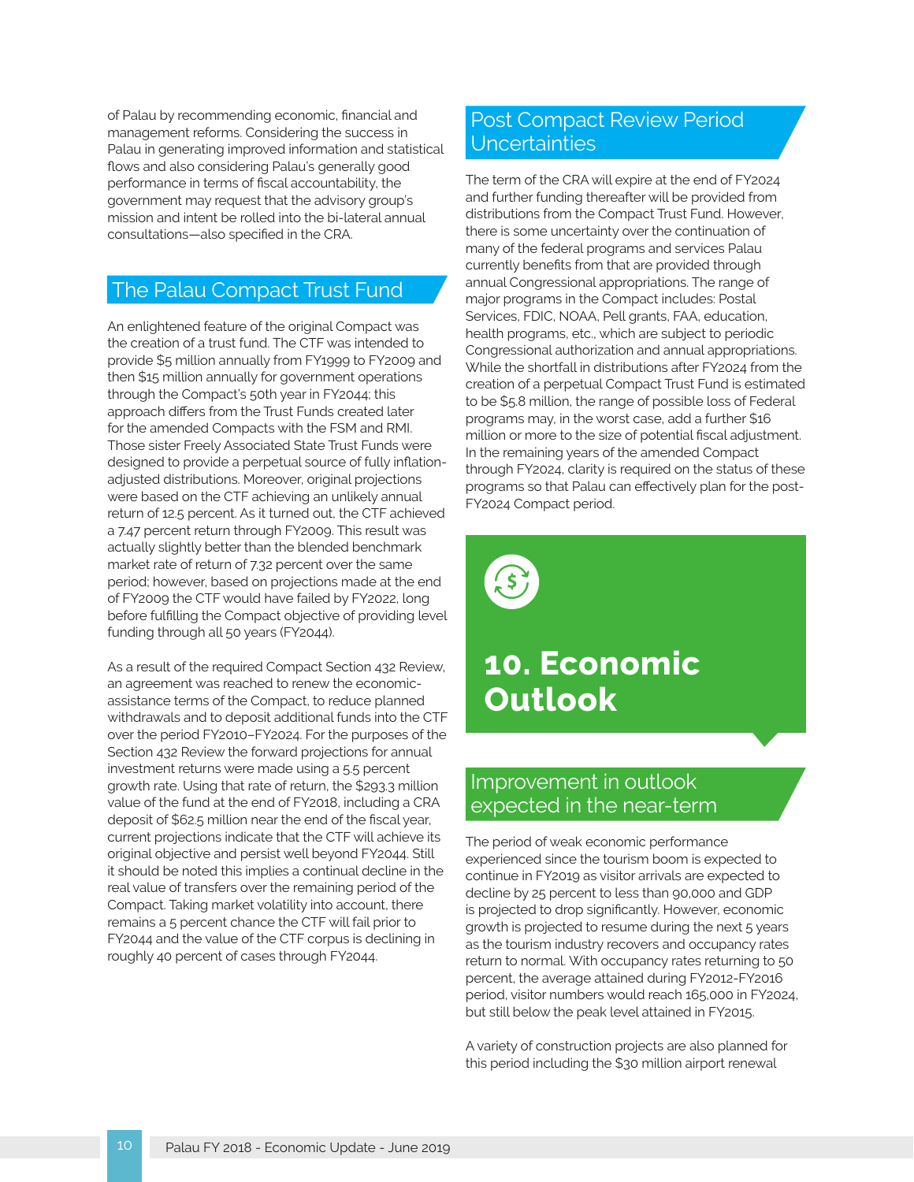of Palau by recommending economic, financial and management reforms. Considering the success in Palau in generating improved information and statistical flows and also considering Palau's generally good performance in terms of fiscal accountability, the government may request that the advisory group's mission and intent be rolled into the bi-lateral annual consultations—also specified in the CRA.

## The Palau Compact Trust Fund

An enlightened feature of the original Compact was the creation of a trust fund. The CTF was intended to provide $5 million annually from FY1999 to FY2009 and then $15 million annually for government operations through the Compact's 50th year in FY2044; this approach differs from the Trust Funds created later for the amended Compacts with the FSM and RMI. Those sister Freely Associated State Trust Funds were designed to provide a perpetual source of fully inflation-adjusted distributions. Moreover, original projections were based on the CTF achieving an unlikely annual return of 12.5 percent. As it turned out, the CTF achieved a 7.47 percent return through FY2009. This result was actually slightly better than the blended benchmark market rate of return of 7.32 percent over the same period; however, based on projections made at the end of FY2009 the CTF would have failed by FY2022, long before fulfilling the Compact objective of providing level funding through all 50 years (FY2044).

As a result of the required Compact Section 432 Review, an agreement was reached to renew the economic-assistance terms of the Compact, to reduce planned withdrawals and to deposit additional funds into the CTF over the period FY2010–FY2024. For the purposes of the Section 432 Review the forward projections for annual investment returns were made using a 5.5 percent growth rate. Using that rate of return, the $293.3 million value of the fund at the end of FY2018, including a CRA deposit of $62.5 million near the end of the fiscal year, current projections indicate that the CTF will achieve its original objective and persist well beyond FY2044. Still it should be noted this implies a continual decline in the real value of transfers over the remaining period of the Compact. Taking market volatility into account, there remains a 5 percent chance the CTF will fail prior to FY2044 and the value of the CTF corpus is declining in roughly 40 percent of cases through FY2044.

## Post Compact Review Period Uncertainties

The term of the CRA will expire at the end of FY2024 and further funding thereafter will be provided from distributions from the Compact Trust Fund. However, there is some uncertainty over the continuation of many of the federal programs and services Palau currently benefits from that are provided through annual Congressional appropriations. The range of major programs in the Compact includes: Postal Services, FDIC, NOAA, Pell grants, FAA, education, health programs, etc., which are subject to periodic Congressional authorization and annual appropriations. While the shortfall in distributions after FY2024 from the creation of a perpetual Compact Trust Fund is estimated to be $5.8 million, the range of possible loss of Federal programs may, in the worst case, add a further $16 million or more to the size of potential fiscal adjustment. In the remaining years of the amended Compact through FY2024, clarity is required on the status of these programs so that Palau can effectively plan for the post-FY2024 Compact period.

# 10. Economic Outlook

## Improvement in outlook expected in the near-term

The period of weak economic performance experienced since the tourism boom is expected to continue in FY2019 as visitor arrivals are expected to decline by 25 percent to less than 90,000 and GDP is projected to drop significantly. However, economic growth is projected to resume during the next 5 years as the tourism industry recovers and occupancy rates return to normal. With occupancy rates returning to 50 percent, the average attained during FY2012-FY2016 period, visitor numbers would reach 165,000 in FY2024, but still below the peak level attained in FY2015.

A variety of construction projects are also planned for this period including the $30 million airport renewal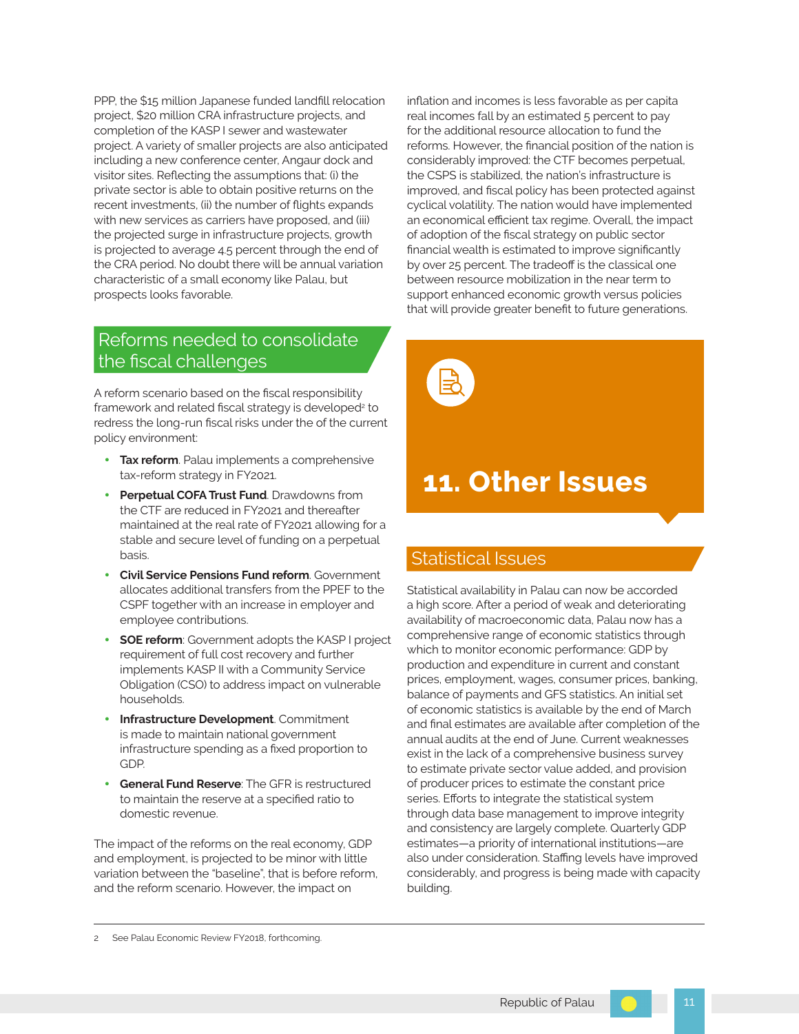PPP, the $15 million Japanese funded landfill relocation project, $20 million CRA infrastructure projects, and completion of the KASP I sewer and wastewater project. A variety of smaller projects are also anticipated including a new conference center, Angaur dock and visitor sites. Reflecting the assumptions that: (i) the private sector is able to obtain positive returns on the recent investments, (ii) the number of flights expands with new services as carriers have proposed, and (iii) the projected surge in infrastructure projects, growth is projected to average 4.5 percent through the end of the CRA period. No doubt there will be annual variation characteristic of a small economy like Palau, but prospects looks favorable.

## Reforms needed to consolidate the fiscal challenges

A reform scenario based on the fiscal responsibility framework and related fiscal strategy is developed[2] to redress the long-run fiscal risks under the of the current policy environment:

- **Tax reform**. Palau implements a comprehensive tax-reform strategy in FY2021.
- **Perpetual COFA Trust Fund**. Drawdowns from the CTF are reduced in FY2021 and thereafter maintained at the real rate of FY2021 allowing for a stable and secure level of funding on a perpetual basis.
- **Civil Service Pensions Fund reform**. Government allocates additional transfers from the PPEF to the CSPF together with an increase in employer and employee contributions.
- **SOE reform**: Government adopts the KASP I project requirement of full cost recovery and further implements KASP II with a Community Service Obligation (CSO) to address impact on vulnerable households.
- **Infrastructure Development**. Commitment is made to maintain national government infrastructure spending as a fixed proportion to GDP.
- **General Fund Reserve**: The GFR is restructured to maintain the reserve at a specified ratio to domestic revenue.

The impact of the reforms on the real economy, GDP and employment, is projected to be minor with little variation between the "baseline", that is before reform, and the reform scenario. However, the impact on inflation and incomes is less favorable as per capita real incomes fall by an estimated 5 percent to pay for the additional resource allocation to fund the reforms. However, the financial position of the nation is considerably improved: the CTF becomes perpetual, the CSPS is stabilized, the nation's infrastructure is improved, and fiscal policy has been protected against cyclical volatility. The nation would have implemented an economical efficient tax regime. Overall, the impact of adoption of the fiscal strategy on public sector financial wealth is estimated to improve significantly by over 25 percent. The tradeoff is the classical one between resource mobilization in the near term to support enhanced economic growth versus policies that will provide greater benefit to future generations.

# 11. Other Issues

## Statistical Issues

Statistical availability in Palau can now be accorded a high score. After a period of weak and deteriorating availability of macroeconomic data, Palau now has a comprehensive range of economic statistics through which to monitor economic performance: GDP by production and expenditure in current and constant prices, employment, wages, consumer prices, banking, balance of payments and GFS statistics. An initial set of economic statistics is available by the end of March and final estimates are available after completion of the annual audits at the end of June. Current weaknesses exist in the lack of a comprehensive business survey to estimate private sector value added, and provision of producer prices to estimate the constant price series. Efforts to integrate the statistical system through data base management to improve integrity and consistency are largely complete. Quarterly GDP estimates—a priority of international institutions—are also under consideration. Staffing levels have improved considerably, and progress is being made with capacity building.

---

2 See Palau Economic Review FY2018, forthcoming.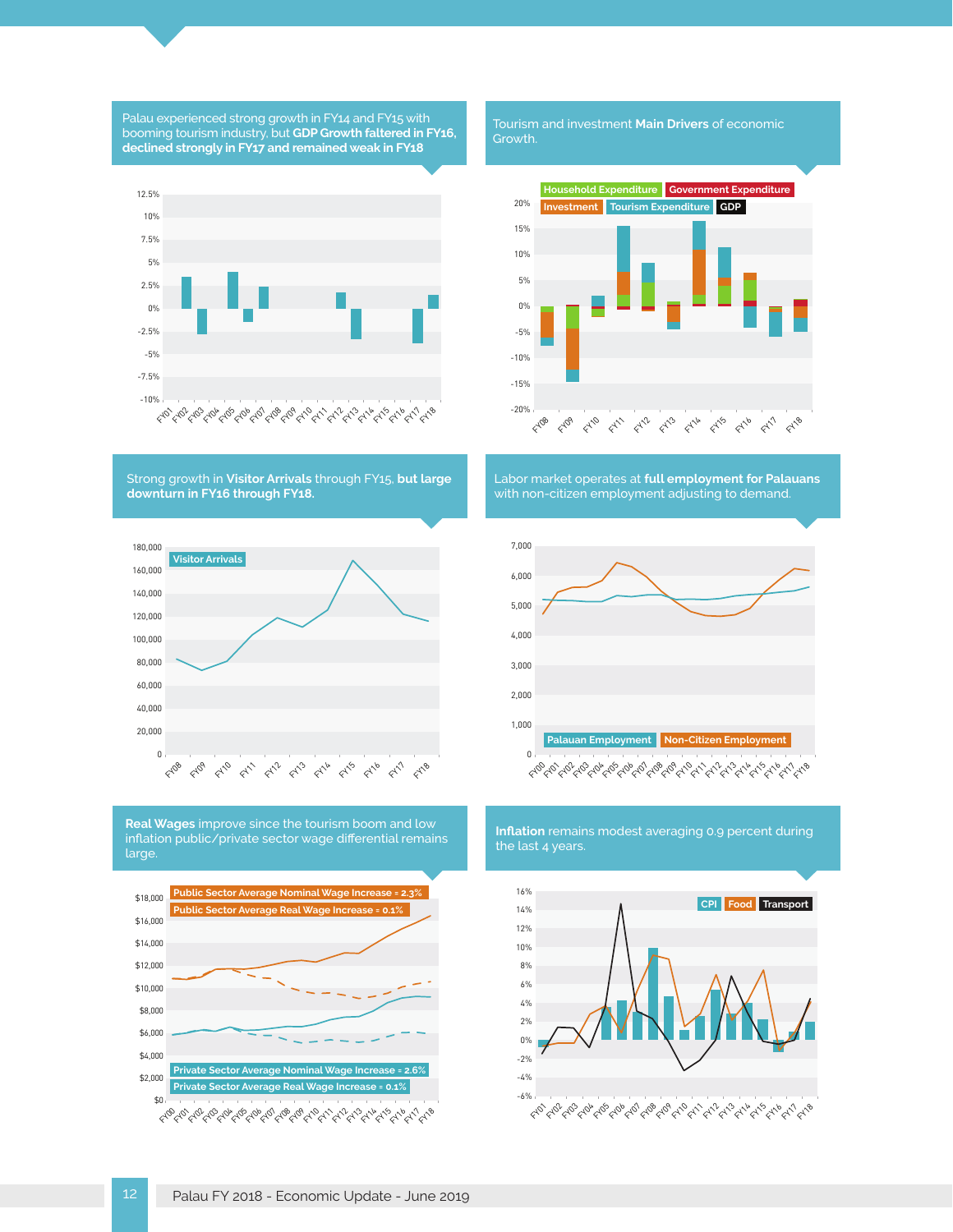**Palau experienced strong growth in FY14 and FY15 with booming tourism industry, but GDP Growth faltered in FY16, declined strongly in FY17 and remained weak in FY18**

**Tourism and investment Main Drivers of economic Growth.**

Household Expenditure | Government Expenditure | Investment | Tourism Expenditure | GDP

**Strong growth in Visitor Arrivals through FY15, but large downturn in FY16 through FY18.**

Visitor Arrivals

**Labor market operates at full employment for Palauans with non-citizen employment adjusting to demand.**

Palauan Employment | Non-Citizen Employment

**Real Wages improve since the tourism boom and low inflation public/private sector wage differential remains large.**

Public Sector Average Nominal Wage Increase = 2.3%

Public Sector Average Real Wage Increase = 0.1%

Private Sector Average Nominal Wage Increase = 2.6%

Private Sector Average Real Wage Increase = 0.1%

**Inflation remains modest averaging 0.9 percent during the last 4 years.**

CPI | Food | Transport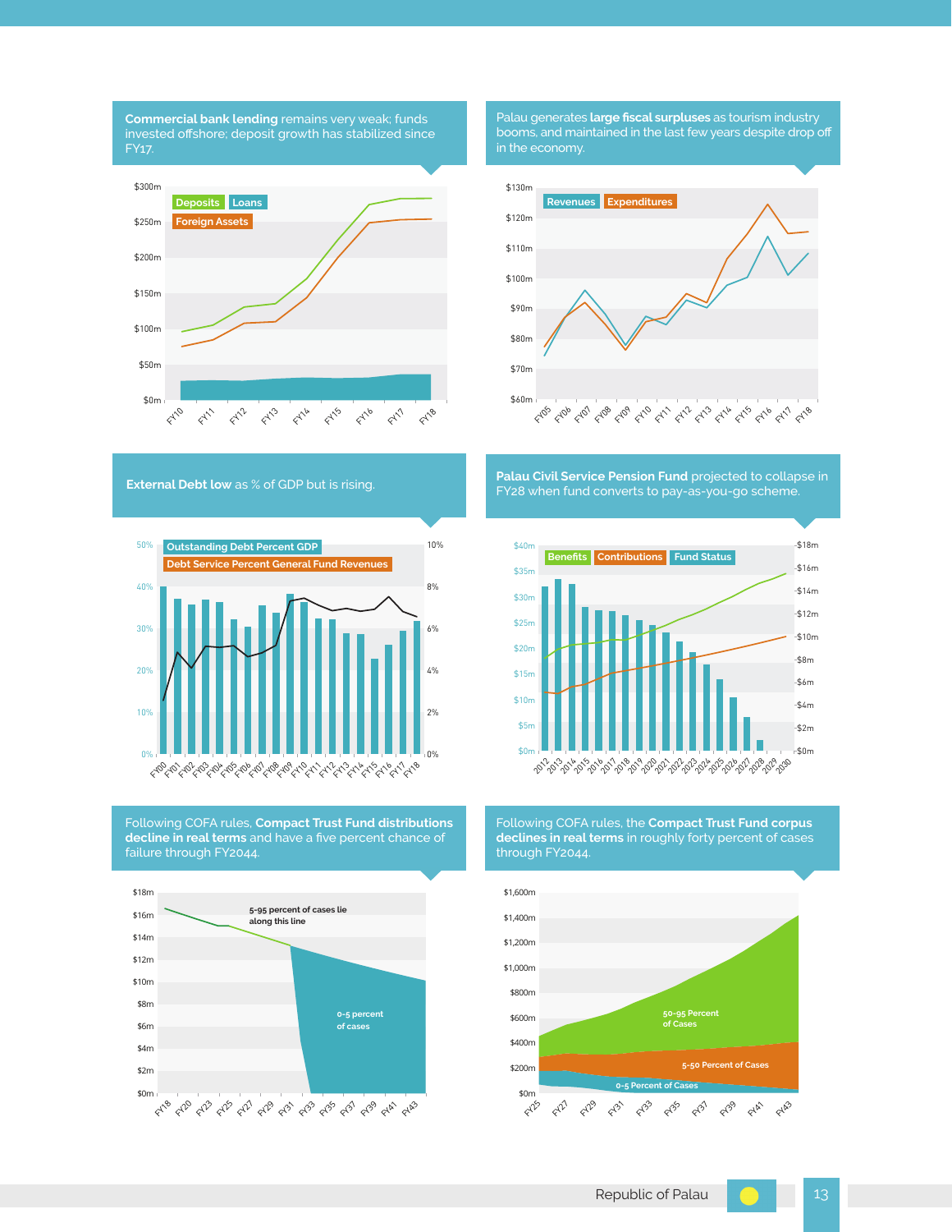**Commercial bank lending** remains very weak; funds invested offshore; deposit growth has stabilized since FY17.

Deposits | Loans | Foreign Assets

$300m, $250m, $200m, $150m, $100m, $50m, $0m

FY10, FY11, FY12, FY13, FY14, FY15, FY16, FY17, FY18

Palau generates **large fiscal surpluses** as tourism industry booms, and maintained in the last few years despite drop off in the economy.

Revenues | Expenditures

$130m, $120m, $110m, $100m, $90m, $80m, $70m, $60m

FY05, FY06, FY07, FY08, FY09, FY10, FY11, FY12, FY13, FY14, FY15, FY16, FY17, FY18

**External Debt low** as % of GDP but is rising.

Outstanding Debt Percent GDP | Debt Service Percent General Fund Revenues

50%, 40%, 30%, 20%, 10%, 0%

10%, 8%, 6%, 4%, 2%, 0%

FY00, FY01, FY02, FY03, FY04, FY05, FY06, FY07, FY08, FY09, FY10, FY11, FY12, FY13, FY14, FY15, FY16, FY17, FY18

**Palau Civil Service Pension Fund** projected to collapse in FY28 when fund converts to pay-as-you-go scheme.

Benefits | Contributions | Fund Status

$40m, $35m, $30m, $25m, $20m, $15m, $10m, $5m, $0m

$18m, $16m, $14m, $12m, $10m, $8m, $6m, $4m, $2m, $0m

2012, 2013, 2014, 2015, 2016, 2017, 2018, 2019, 2020, 2021, 2022, 2023, 2024, 2025, 2026, 2027, 2028, 2029, 2030

Following COFA rules, **Compact Trust Fund distributions decline in real terms** and have a five percent chance of failure through FY2044.

5-95 percent of cases lie along this line

0-5 percent of cases

$18m, $16m, $14m, $12m, $10m, $8m, $6m, $4m, $2m, $0m

FY18, FY20, FY23, FY25, FY27, FY29, FY31, FY33, FY35, FY37, FY39, FY41, FY43

Following COFA rules, the **Compact Trust Fund corpus declines in real terms** in roughly forty percent of cases through FY2044.

50-95 Percent of Cases

5-50 Percent of Cases

0-5 Percent of Cases

$1,600m, $1,400m, $1,200m, $1,000m, $800m, $600m, $400m, $200m, $0m

FY25, FY27, FY29, FY31, FY33, FY35, FY37, FY39, FY41, FY43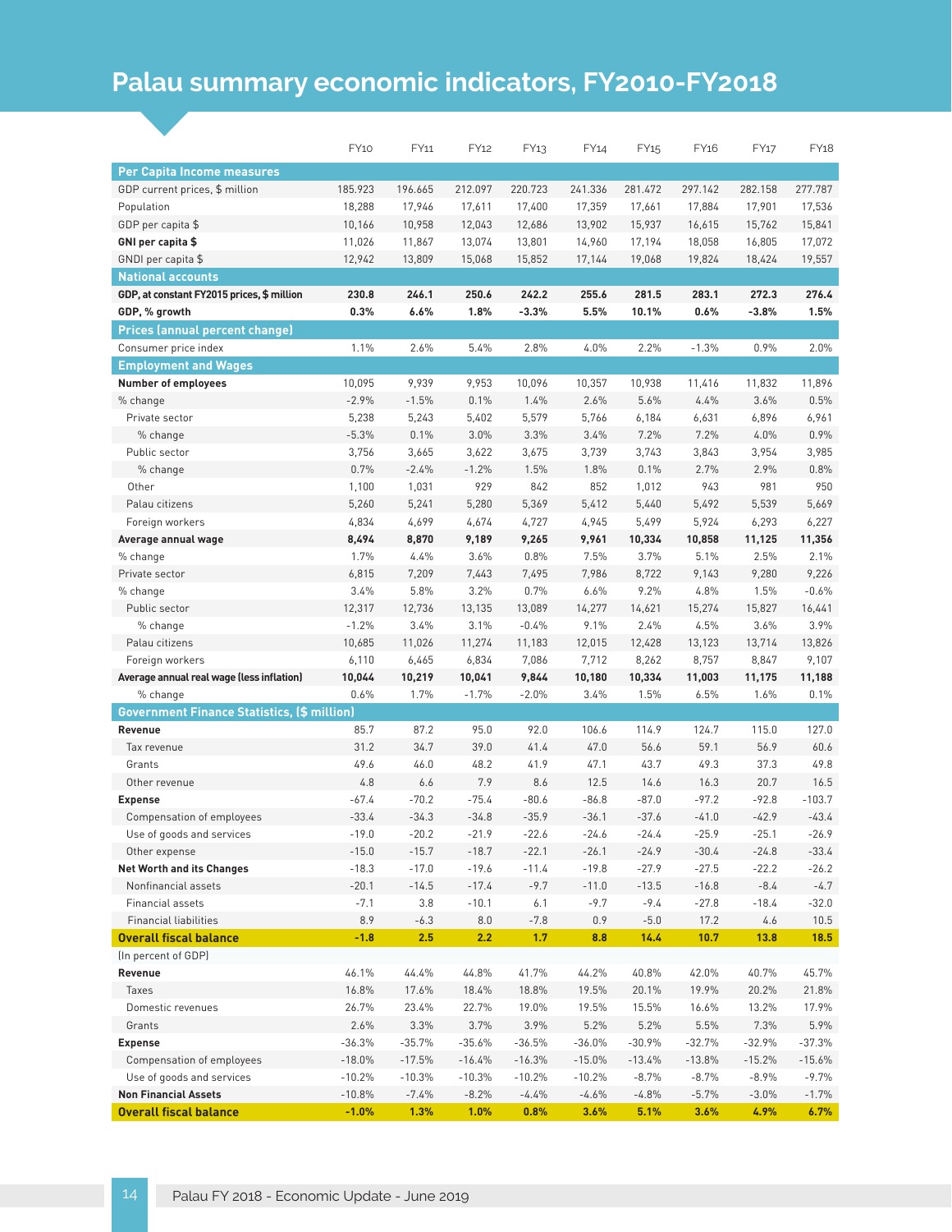# Palau summary economic indicators, FY2010-FY2018

| | FY10 | FY11 | FY12 | FY13 | FY14 | FY15 | FY16 | FY17 | FY18 |
|---|---|---|---|---|---|---|---|---|---|
| **Per Capita Income measures** | | | | | | | | | |
| GDP current prices, $ million | 185.923 | 196.665 | 212.097 | 220.723 | 241.336 | 281.472 | 297.142 | 282.158 | 277.787 |
| Population | 18,288 | 17,946 | 17,611 | 17,400 | 17,359 | 17,661 | 17,884 | 17,901 | 17,536 |
| GDP per capita $ | 10,166 | 10,958 | 12,043 | 12,686 | 13,902 | 15,937 | 16,615 | 15,762 | 15,841 |
| **GNI per capita $** | 11,026 | 11,867 | 13,074 | 13,801 | 14,960 | 17,194 | 18,058 | 16,805 | 17,072 |
| GNDI per capita $ | 12,942 | 13,809 | 15,068 | 15,852 | 17,144 | 19,068 | 19,824 | 18,424 | 19,557 |
| **National accounts** | | | | | | | | | |
| **GDP, at constant FY2015 prices, $ million** | **230.8** | **246.1** | **250.6** | **242.2** | **255.6** | **281.5** | **283.1** | **272.3** | **276.4** |
| **GDP, % growth** | **0.3%** | **6.6%** | **1.8%** | **-3.3%** | **5.5%** | **10.1%** | **0.6%** | **-3.8%** | **1.5%** |
| **Prices (annual percent change)** | | | | | | | | | |
| Consumer price index | 1.1% | 2.6% | 5.4% | 2.8% | 4.0% | 2.2% | -1.3% | 0.9% | 2.0% |
| **Employment and Wages** | | | | | | | | | |
| **Number of employees** | 10,095 | 9,939 | 9,953 | 10,096 | 10,357 | 10,938 | 11,416 | 11,832 | 11,896 |
| % change | -2.9% | -1.5% | 0.1% | 1.4% | 2.6% | 5.6% | 4.4% | 3.6% | 0.5% |
| Private sector | 5,238 | 5,243 | 5,402 | 5,579 | 5,766 | 6,184 | 6,631 | 6,896 | 6,961 |
| % change | -5.3% | 0.1% | 3.0% | 3.3% | 3.4% | 7.2% | 7.2% | 4.0% | 0.9% |
| Public sector | 3,756 | 3,665 | 3,622 | 3,675 | 3,739 | 3,743 | 3,843 | 3,954 | 3,985 |
| % change | 0.7% | -2.4% | -1.2% | 1.5% | 1.8% | 0.1% | 2.7% | 2.9% | 0.8% |
| Other | 1,100 | 1,031 | 929 | 842 | 852 | 1,012 | 943 | 981 | 950 |
| Palau citizens | 5,260 | 5,241 | 5,280 | 5,369 | 5,412 | 5,440 | 5,492 | 5,539 | 5,669 |
| Foreign workers | 4,834 | 4,699 | 4,674 | 4,727 | 4,945 | 5,499 | 5,924 | 6,293 | 6,227 |
| **Average annual wage** | **8,494** | **8,870** | **9,189** | **9,265** | **9,961** | **10,334** | **10,858** | **11,125** | **11,356** |
| % change | 1.7% | 4.4% | 3.6% | 0.8% | 7.5% | 3.7% | 5.1% | 2.5% | 2.1% |
| Private sector | 6,815 | 7,209 | 7,443 | 7,495 | 7,986 | 8,722 | 9,143 | 9,280 | 9,226 |
| % change | 3.4% | 5.8% | 3.2% | 0.7% | 6.6% | 9.2% | 4.8% | 1.5% | -0.6% |
| Public sector | 12,317 | 12,736 | 13,135 | 13,089 | 14,277 | 14,621 | 15,274 | 15,827 | 16,441 |
| % change | -1.2% | 3.4% | 3.1% | -0.4% | 9.1% | 2.4% | 4.5% | 3.6% | 3.9% |
| Palau citizens | 10,685 | 11,026 | 11,274 | 11,183 | 12,015 | 12,428 | 13,123 | 13,714 | 13,826 |
| Foreign workers | 6,110 | 6,465 | 6,834 | 7,086 | 7,712 | 8,262 | 8,757 | 8,847 | 9,107 |
| **Average annual real wage (less inflation)** | **10,044** | **10,219** | **10,041** | **9,844** | **10,180** | **10,334** | **11,003** | **11,175** | **11,188** |
| % change | 0.6% | 1.7% | -1.7% | -2.0% | 3.4% | 1.5% | 6.5% | 1.6% | 0.1% |
| **Government Finance Statistics, ($ million)** | | | | | | | | | |
| **Revenue** | 85.7 | 87.2 | 95.0 | 92.0 | 106.6 | 114.9 | 124.7 | 115.0 | 127.0 |
| Tax revenue | 31.2 | 34.7 | 39.0 | 41.4 | 47.0 | 56.6 | 59.1 | 56.9 | 60.6 |
| Grants | 49.6 | 46.0 | 48.2 | 41.9 | 47.1 | 43.7 | 49.3 | 37.3 | 49.8 |
| Other revenue | 4.8 | 6.6 | 7.9 | 8.6 | 12.5 | 14.6 | 16.3 | 20.7 | 16.5 |
| **Expense** | -67.4 | -70.2 | -75.4 | -80.6 | -86.8 | -87.0 | -97.2 | -92.8 | -103.7 |
| Compensation of employees | -33.4 | -34.3 | -34.8 | -35.9 | -36.1 | -37.6 | -41.0 | -42.9 | -43.4 |
| Use of goods and services | -19.0 | -20.2 | -21.9 | -22.6 | -24.6 | -24.4 | -25.9 | -25.1 | -26.9 |
| Other expense | -15.0 | -15.7 | -18.7 | -22.1 | -26.1 | -24.9 | -30.4 | -24.8 | -33.4 |
| **Net Worth and its Changes** | -18.3 | -17.0 | -19.6 | -11.4 | -19.8 | -27.9 | -27.5 | -22.2 | -26.2 |
| Nonfinancial assets | -20.1 | -14.5 | -17.4 | -9.7 | -11.0 | -13.5 | -16.8 | -8.4 | -4.7 |
| Financial assets | -7.1 | 3.8 | -10.1 | 6.1 | -9.7 | -9.4 | -27.8 | -18.4 | -32.0 |
| Financial liabilities | 8.9 | -6.3 | 8.0 | -7.8 | 0.9 | -5.0 | 17.2 | 4.6 | 10.5 |
| **Overall fiscal balance** | **-1.8** | **2.5** | **2.2** | **1.7** | **8.8** | **14.4** | **10.7** | **13.8** | **18.5** |
| (In percent of GDP) | | | | | | | | | |
| **Revenue** | 46.1% | 44.4% | 44.8% | 41.7% | 44.2% | 40.8% | 42.0% | 40.7% | 45.7% |
| Taxes | 16.8% | 17.6% | 18.4% | 18.8% | 19.5% | 20.1% | 19.9% | 20.2% | 21.8% |
| Domestic revenues | 26.7% | 23.4% | 22.7% | 19.0% | 19.5% | 15.5% | 16.6% | 13.2% | 17.9% |
| Grants | 2.6% | 3.3% | 3.7% | 3.9% | 5.2% | 5.2% | 5.5% | 7.3% | 5.9% |
| **Expense** | -36.3% | -35.7% | -35.6% | -36.5% | -36.0% | -30.9% | -32.7% | -32.9% | -37.3% |
| Compensation of employees | -18.0% | -17.5% | -16.4% | -16.3% | -15.0% | -13.4% | -13.8% | -15.2% | -15.6% |
| Use of goods and services | -10.2% | -10.3% | -10.3% | -10.2% | -10.2% | -8.7% | -8.7% | -8.9% | -9.7% |
| **Non Financial Assets** | -10.8% | -7.4% | -8.2% | -4.4% | -4.6% | -4.8% | -5.7% | -3.0% | -1.7% |
| **Overall fiscal balance** | **-1.0%** | **1.3%** | **1.0%** | **0.8%** | **3.6%** | **5.1%** | **3.6%** | **4.9%** | **6.7%** |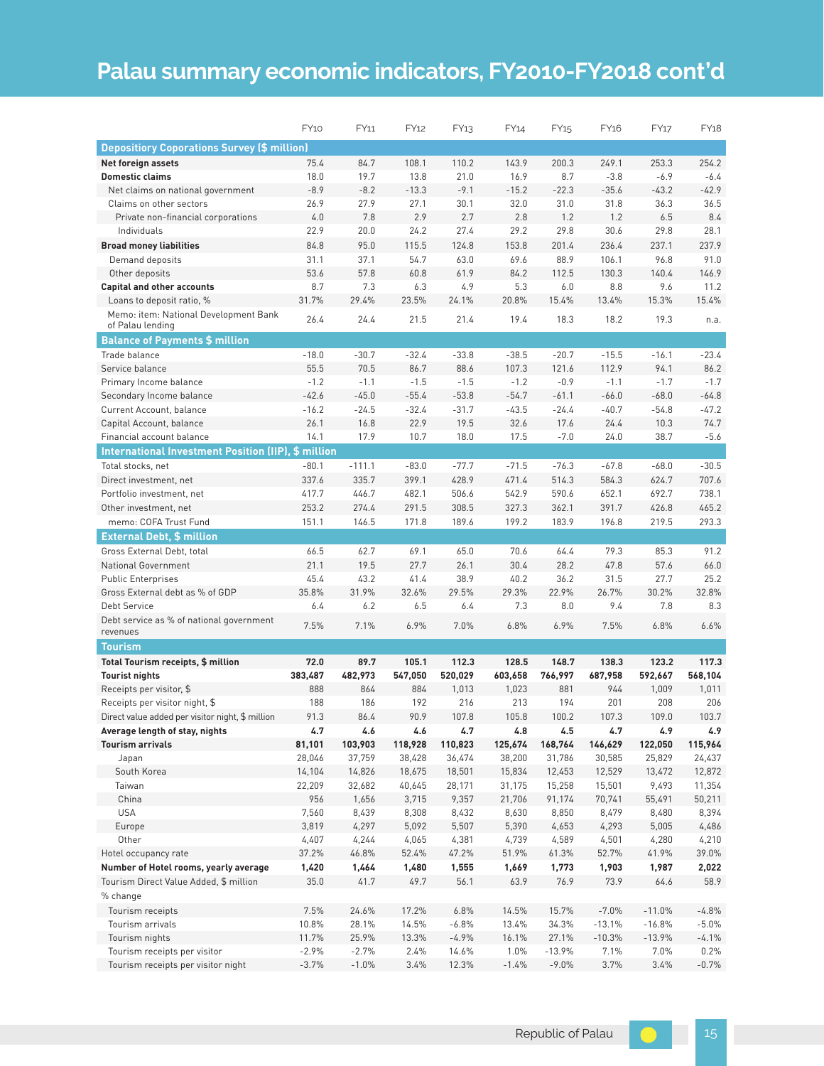# Palau summary economic indicators, FY2010-FY2018 cont'd

| | FY10 | FY11 | FY12 | FY13 | FY14 | FY15 | FY16 | FY17 | FY18 |
|---|---|---|---|---|---|---|---|---|---|
| **Depositiory Coporations Survey ($ million)** | | | | | | | | | |
| **Net foreign assets** | 75.4 | 84.7 | 108.1 | 110.2 | 143.9 | 200.3 | 249.1 | 253.3 | 254.2 |
| **Domestic claims** | 18.0 | 19.7 | 13.8 | 21.0 | 16.9 | 8.7 | -3.8 | -6.9 | -6.4 |
| Net claims on national government | -8.9 | -8.2 | -13.3 | -9.1 | -15.2 | -22.3 | -35.6 | -43.2 | -42.9 |
| Claims on other sectors | 26.9 | 27.9 | 27.1 | 30.1 | 32.0 | 31.0 | 31.8 | 36.3 | 36.5 |
| Private non-financial corporations | 4.0 | 7.8 | 2.9 | 2.7 | 2.8 | 1.2 | 1.2 | 6.5 | 8.4 |
| Individuals | 22.9 | 20.0 | 24.2 | 27.4 | 29.2 | 29.8 | 30.6 | 29.8 | 28.1 |
| **Broad money liabilities** | 84.8 | 95.0 | 115.5 | 124.8 | 153.8 | 201.4 | 236.4 | 237.1 | 237.9 |
| Demand deposits | 31.1 | 37.1 | 54.7 | 63.0 | 69.6 | 88.9 | 106.1 | 96.8 | 91.0 |
| Other deposits | 53.6 | 57.8 | 60.8 | 61.9 | 84.2 | 112.5 | 130.3 | 140.4 | 146.9 |
| **Capital and other accounts** | 8.7 | 7.3 | 6.3 | 4.9 | 5.3 | 6.0 | 8.8 | 9.6 | 11.2 |
| Loans to deposit ratio, % | 31.7% | 29.4% | 23.5% | 24.1% | 20.8% | 15.4% | 13.4% | 15.3% | 15.4% |
| Memo: item: National Development Bank of Palau lending | 26.4 | 24.4 | 21.5 | 21.4 | 19.4 | 18.3 | 18.2 | 19.3 | n.a. |
| **Balance of Payments $ million** | | | | | | | | | |
| Trade balance | -18.0 | -30.7 | -32.4 | -33.8 | -38.5 | -20.7 | -15.5 | -16.1 | -23.4 |
| Service balance | 55.5 | 70.5 | 86.7 | 88.6 | 107.3 | 121.6 | 112.9 | 94.1 | 86.2 |
| Primary Income balance | -1.2 | -1.1 | -1.5 | -1.5 | -1.2 | -0.9 | -1.1 | -1.7 | -1.7 |
| Secondary Income balance | -42.6 | -45.0 | -55.4 | -53.8 | -54.7 | -61.1 | -66.0 | -68.0 | -64.8 |
| Current Account, balance | -16.2 | -24.5 | -32.4 | -31.7 | -43.5 | -24.4 | -40.7 | -54.8 | -47.2 |
| Capital Account, balance | 26.1 | 16.8 | 22.9 | 19.5 | 32.6 | 17.6 | 24.4 | 10.3 | 74.7 |
| Financial account balance | 14.1 | 17.9 | 10.7 | 18.0 | 17.5 | -7.0 | 24.0 | 38.7 | -5.6 |
| **International Investment Position (IIP), $ million** | | | | | | | | | |
| Total stocks, net | -80.1 | -111.1 | -83.0 | -77.7 | -71.5 | -76.3 | -67.8 | -68.0 | -30.5 |
| Direct investment, net | 337.6 | 335.7 | 399.1 | 428.9 | 471.4 | 514.3 | 584.3 | 624.7 | 707.6 |
| Portfolio investment, net | 417.7 | 446.7 | 482.1 | 506.6 | 542.9 | 590.6 | 652.1 | 692.7 | 738.1 |
| Other investment, net | 253.2 | 274.4 | 291.5 | 308.5 | 327.3 | 362.1 | 391.7 | 426.8 | 465.2 |
| memo: COFA Trust Fund | 151.1 | 146.5 | 171.8 | 189.6 | 199.2 | 183.9 | 196.8 | 219.5 | 293.3 |
| **External Debt, $ million** | | | | | | | | | |
| Gross External Debt, total | 66.5 | 62.7 | 69.1 | 65.0 | 70.6 | 64.4 | 79.3 | 85.3 | 91.2 |
| National Government | 21.1 | 19.5 | 27.7 | 26.1 | 30.4 | 28.2 | 47.8 | 57.6 | 66.0 |
| Public Enterprises | 45.4 | 43.2 | 41.4 | 38.9 | 40.2 | 36.2 | 31.5 | 27.7 | 25.2 |
| Gross External debt as % of GDP | 35.8% | 31.9% | 32.6% | 29.5% | 29.3% | 22.9% | 26.7% | 30.2% | 32.8% |
| Debt Service | 6.4 | 6.2 | 6.5 | 6.4 | 7.3 | 8.0 | 9.4 | 7.8 | 8.3 |
| Debt service as % of national government revenues | 7.5% | 7.1% | 6.9% | 7.0% | 6.8% | 6.9% | 7.5% | 6.8% | 6.6% |
| **Tourism** | | | | | | | | | |
| **Total Tourism receipts, $ million** | **72.0** | **89.7** | **105.1** | **112.3** | **128.5** | **148.7** | **138.3** | **123.2** | **117.3** |
| **Tourist nights** | **383,487** | **482,973** | **547,050** | **520,029** | **603,658** | **766,997** | **687,958** | **592,667** | **568,104** |
| Receipts per visitor, $ | 888 | 864 | 884 | 1,013 | 1,023 | 881 | 944 | 1,009 | 1,011 |
| Receipts per visitor night, $ | 188 | 186 | 192 | 216 | 213 | 194 | 201 | 208 | 206 |
| Direct value added per visitor night, $ million | 91.3 | 86.4 | 90.9 | 107.8 | 105.8 | 100.2 | 107.3 | 109.0 | 103.7 |
| **Average length of stay, nights** | **4.7** | **4.6** | **4.6** | **4.7** | **4.8** | **4.5** | **4.7** | **4.9** | **4.9** |
| **Tourism arrivals** | **81,101** | **103,903** | **118,928** | **110,823** | **125,674** | **168,764** | **146,629** | **122,050** | **115,964** |
| Japan | 28,046 | 37,759 | 38,428 | 36,474 | 38,200 | 31,786 | 30,585 | 25,829 | 24,437 |
| South Korea | 14,104 | 14,826 | 18,675 | 18,501 | 15,834 | 12,453 | 12,529 | 13,472 | 12,872 |
| Taiwan | 22,209 | 32,682 | 40,645 | 28,171 | 31,175 | 15,258 | 15,501 | 9,493 | 11,354 |
| China | 956 | 1,656 | 3,715 | 9,357 | 21,706 | 91,174 | 70,741 | 55,491 | 50,211 |
| USA | 7,560 | 8,439 | 8,308 | 8,432 | 8,630 | 8,850 | 8,479 | 8,480 | 8,394 |
| Europe | 3,819 | 4,297 | 5,092 | 5,507 | 5,390 | 4,653 | 4,293 | 5,005 | 4,486 |
| Other | 4,407 | 4,244 | 4,065 | 4,381 | 4,739 | 4,589 | 4,501 | 4,280 | 4,210 |
| Hotel occupancy rate | 37.2% | 46.8% | 52.4% | 47.2% | 51.9% | 61.3% | 52.7% | 41.9% | 39.0% |
| **Number of Hotel rooms, yearly average** | **1,420** | **1,464** | **1,480** | **1,555** | **1,669** | **1,773** | **1,903** | **1,987** | **2,022** |
| Tourism Direct Value Added, $ million | 35.0 | 41.7 | 49.7 | 56.1 | 63.9 | 76.9 | 73.9 | 64.6 | 58.9 |
| % change | | | | | | | | | |
| Tourism receipts | 7.5% | 24.6% | 17.2% | 6.8% | 14.5% | 15.7% | -7.0% | -11.0% | -4.8% |
| Tourism arrivals | 10.8% | 28.1% | 14.5% | -6.8% | 13.4% | 34.3% | -13.1% | -16.8% | -5.0% |
| Tourism nights | 11.7% | 25.9% | 13.3% | -4.9% | 16.1% | 27.1% | -10.3% | -13.9% | -4.1% |
| Tourism receipts per visitor | -2.9% | -2.7% | 2.4% | 14.6% | 1.0% | -13.9% | 7.1% | 7.0% | 0.2% |
| Tourism receipts per visitor night | -3.7% | -1.0% | 3.4% | 12.3% | -1.4% | -9.0% | 3.7% | 3.4% | -0.7% |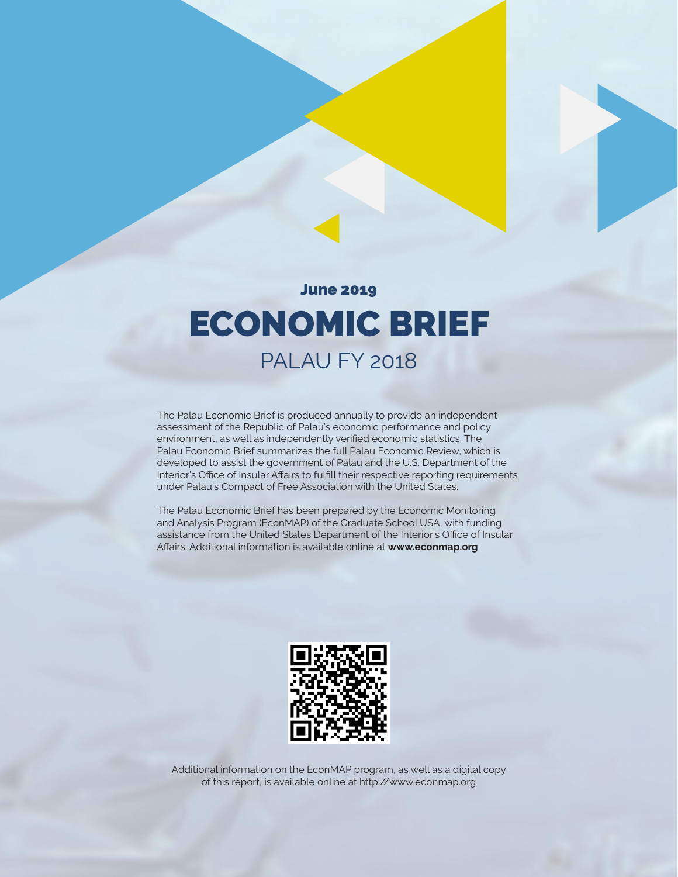June 2019

# ECONOMIC BRIEF

## PALAU FY 2018

The Palau Economic Brief is produced annually to provide an independent assessment of the Republic of Palau's economic performance and policy environment, as well as independently verified economic statistics. The Palau Economic Brief summarizes the full Palau Economic Review, which is developed to assist the government of Palau and the U.S. Department of the Interior's Office of Insular Affairs to fulfill their respective reporting requirements under Palau's Compact of Free Association with the United States.

The Palau Economic Brief has been prepared by the Economic Monitoring and Analysis Program (EconMAP) of the Graduate School USA, with funding assistance from the United States Department of the Interior's Office of Insular Affairs. Additional information is available online at **www.econmap.org**

Additional information on the EconMAP program, as well as a digital copy of this report, is available online at http://www.econmap.org